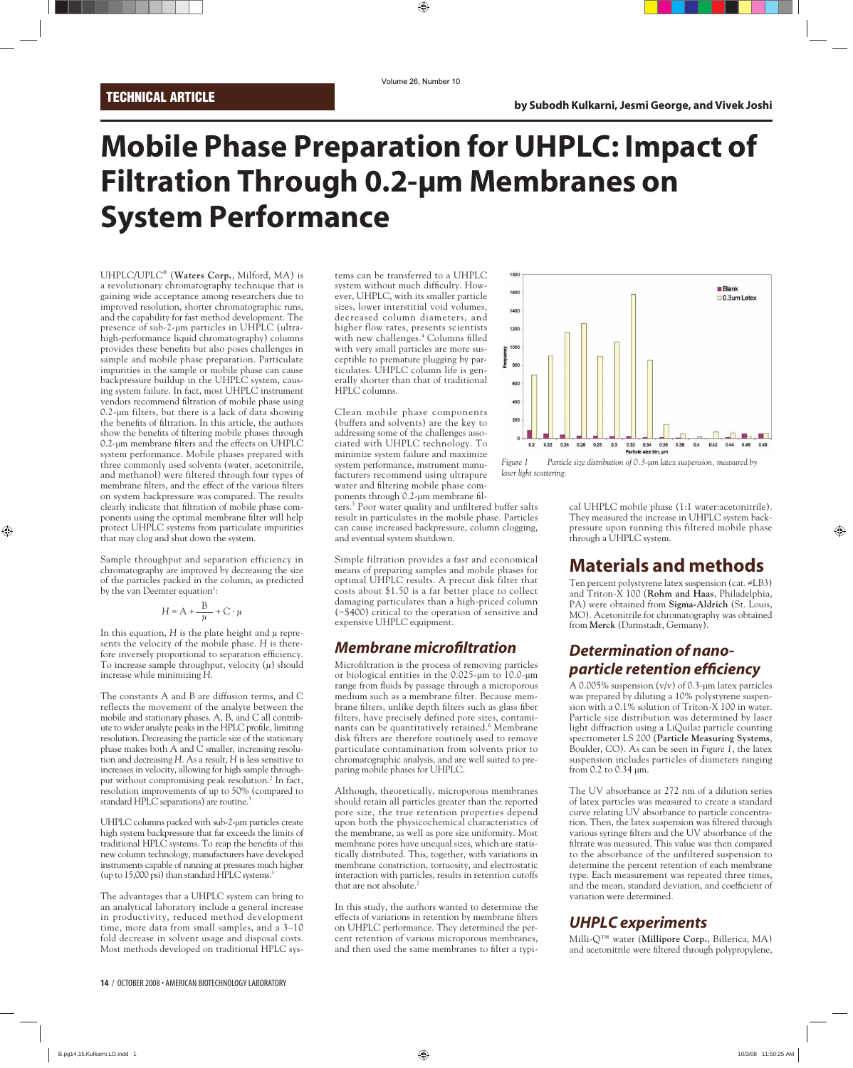TECHNICAL ARTICLE

by Subodh Kulkarni, Jesmi George, and Vivek Joshi

# Mobile Phase Preparation for UHPLC: Impact of Filtration Through 0.2-µm Membranes on System Performance

UHPLC/UPLC® (**Waters Corp.**, Milford, MA) is a revolutionary chromatography technique that is gaining wide acceptance among researchers due to improved resolution, shorter chromatographic runs, and the capability for fast method development. The presence of sub-2-µm particles in UHPLC (ultra-high-performance liquid chromatography) columns provides these benefits but also poses challenges in sample and mobile phase preparation. Particulate impurities in the sample or mobile phase can cause backpressure buildup in the UHPLC system, causing system failure. In fact, most UHPLC instrument vendors recommend filtration of mobile phase using 0.2-µm filters, but there is a lack of data showing the benefits of filtration. In this article, the authors show the benefits of filtering mobile phases through 0.2-µm membrane filters and the effects on UHPLC system performance. Mobile phases prepared with three commonly used solvents (water, acetonitrile, and methanol) were filtered through four types of membrane filters, and the effect of the various filters on system backpressure was compared. The results clearly indicate that filtration of mobile phase components using the optimal membrane filter will help protect UHPLC systems from particulate impurities that may clog and shut down the system.

Sample throughput and separation efficiency in chromatography are improved by decreasing the size of the particles packed in the column, as predicted by the van Deemter equation[1]:

$$H = A + \frac{B}{\mu} + C \cdot \mu$$

In this equation, $H$ is the plate height and $\mu$ represents the velocity of the mobile phase. $H$ is therefore inversely proportional to separation efficiency. To increase sample throughput, velocity ($\mu$) should increase while minimizing $H$.

The constants A and B are diffusion terms, and C reflects the movement of the analyte between the mobile and stationary phases. A, B, and C all contribute to wider analyte peaks in the HPLC profile, limiting resolution. Decreasing the particle size of the stationary phase makes both A and C smaller, increasing resolution and decreasing $H$. As a result, $H$ is less sensitive to increases in velocity, allowing for high sample throughput without compromising peak resolution.[2] In fact, resolution improvements of up to 50% (compared to standard HPLC separations) are routine.[3]

UHPLC columns packed with sub-2-µm particles create high system backpressure that far exceeds the limits of traditional HPLC systems. To reap the benefits of this new column technology, manufacturers have developed instruments capable of running at pressures much higher (up to 15,000 psi) than standard HPLC systems.[3]

The advantages that a UHPLC system can bring to an analytical laboratory include a general increase in productivity, reduced method development time, more data from small samples, and a 3–10 fold decrease in solvent usage and disposal costs. Most methods developed on traditional HPLC systems can be transferred to a UHPLC system without much difficulty. However, UHPLC, with its smaller particle sizes, lower interstitial void volumes, decreased column diameters, and higher flow rates, presents scientists with new challenges.[4] Columns filled with very small particles are more susceptible to premature plugging by particulates. UHPLC column life is generally shorter than that of traditional HPLC columns.

Clean mobile phase components (buffers and solvents) are the key to addressing some of the challenges associated with UHPLC technology. To minimize system failure and maximize system performance, instrument manufacturers recommend using ultrapure water and filtering mobile phase components through 0.2-µm membrane filters.[5] Poor water quality and unfiltered buffer salts result in particulates in the mobile phase. Particles can cause increased backpressure, column clogging, and eventual system shutdown.

Simple filtration provides a fast and economical means of preparing samples and mobile phases for optimal UHPLC results. A precut disk filter that costs about $1.50 is a far better place to collect damaging particulates than a high-priced column (~$400) critical to the operation of sensitive and expensive UHPLC equipment.

## *Membrane microfiltration*

Microfiltration is the process of removing particles or biological entities in the 0.025-µm to 10.0-µm range from fluids by passage through a microporous medium such as a membrane filter. Because membrane filters, unlike depth filters such as glass fiber filters, have precisely defined pore sizes, contaminants can be quantitatively retained.[6] Membrane disk filters are therefore routinely used to remove particulate contamination from solvents prior to chromatographic analysis, and are well suited to preparing mobile phases for UHPLC.

Although, theoretically, microporous membranes should retain all particles greater than the reported pore size, the true retention properties depend upon both the physicochemical characteristics of the membrane, as well as pore size uniformity. Most membrane pores have unequal sizes, which are statistically distributed. This, together, with variations in membrane constriction, tortuosity, and electrostatic interaction with particles, results in retention cutoffs that are not absolute.[7]

In this study, the authors wanted to determine the effects of variations in retention by membrane filters on UHPLC performance. They determined the percent retention of various microporous membranes, and then used the same membranes to filter a typical UHPLC mobile phase (1:1 water:acetonitrile). They measured the increase in UHPLC system backpressure upon running this filtered mobile phase through a UHPLC system.

*Figure 1 Particle size distribution of 0.3-µm latex suspension, measured by laser light scattering.*

## Materials and methods

Ten percent polystyrene latex suspension (cat. #LB3) and Triton-X 100 (**Rohm and Haas**, Philadelphia, PA) were obtained from **Sigma-Aldrich** (St. Louis, MO). Acetonitrile for chromatography was obtained from **Merck** (Darmstadt, Germany).

### *Determination of nanoparticle retention efficiency*

A 0.005% suspension (v/v) of 0.3-µm latex particles was prepared by diluting a 10% polystyrene suspension with a 0.1% solution of Triton-X 100 in water. Particle size distribution was determined by laser light diffraction using a LiQuilaz particle counting spectrometer LS 200 (**Particle Measuring Systems**, Boulder, CO). As can be seen in *Figure 1*, the latex suspension includes particles of diameters ranging from 0.2 to 0.34 µm.

The UV absorbance at 272 nm of a dilution series of latex particles was measured to create a standard curve relating UV absorbance to particle concentration. Then, the latex suspension was filtered through various syringe filters and the UV absorbance of the filtrate was measured. This value was then compared to the absorbance of the unfiltered suspension to determine the percent retention of each membrane type. Each measurement was repeated three times, and the mean, standard deviation, and coefficient of variation were determined.

### *UHPLC experiments*

Milli-Q™ water (**Millipore Corp.**, Billerica, MA) and acetonitrile were filtered through polypropylene,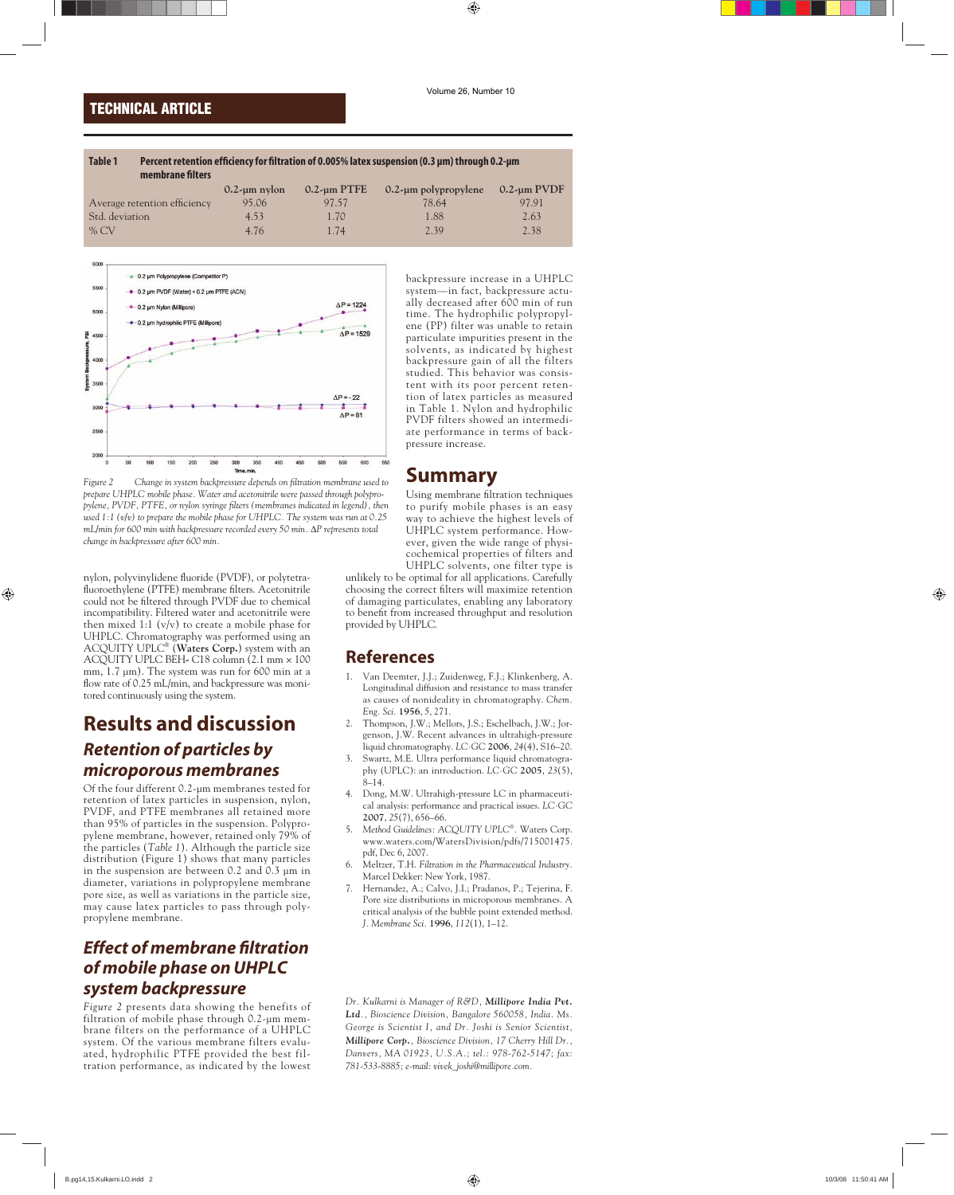Table 1 Percent retention efficiency for filtration of 0.005% latex suspension (0.3 μm) through 0.2-μm membrane filters

| | 0.2-μm nylon | 0.2-μm PTFE | 0.2-μm polypropylene | 0.2-μm PVDF |
|---|---|---|---|---|
| Average retention efficiency | 95.06 | 97.57 | 78.64 | 97.91 |
| Std. deviation | 4.53 | 1.70 | 1.88 | 2.63 |
| % CV | 4.76 | 1.74 | 2.39 | 2.38 |

0.2 μm Polypropylene (Competitor P)
0.2 μm PVDF (Water) + 0.2 μm PTFE (ACN)
0.2 μm Nylon (Millipore)
0.2 μm hydrophilic PTFE (Millipore)
ΔP = 1224
ΔP = 1529
ΔP = -22
ΔP = 81
System Backpressure, PSI
Time, min.

Figure 2 Change in system backpressure depends on filtration membrane used to prepare UHPLC mobile phase. Water and acetonitrile were passed through polypropylene, PVDF, PTFE, or nylon syringe filters (membranes indicated in legend), then used 1:1 (v/v) to prepare the mobile phase for UHPLC. The system was run at 0.25 mL/min for 600 min with backpressure recorded every 50 min. ΔP represents total change in backpressure after 600 min.

nylon, polyvinylidene fluoride (PVDF), or polytetrafluoroethylene (PTFE) membrane filters. Acetonitrile could not be filtered through PVDF due to chemical incompatibility. Filtered water and acetonitrile were then mixed 1:1 (v/v) to create a mobile phase for UHPLC. Chromatography was performed using an ACQUITY UPLC® (**Waters Corp.**) system with an ACQUITY UPLC BEH- C18 column (2.1 mm × 100 mm, 1.7 μm). The system was run for 600 min at a flow rate of 0.25 mL/min, and backpressure was monitored continuously using the system.

## Results and discussion

### Retention of particles by microporous membranes

Of the four different 0.2-μm membranes tested for retention of latex particles in suspension, nylon, PVDF, and PTFE membranes all retained more than 95% of particles in the suspension. Polypropylene membrane, however, retained only 79% of the particles (*Table 1*). Although the particle size distribution (Figure 1) shows that many particles in the suspension are between 0.2 and 0.3 μm in diameter, variations in polypropylene membrane pore size, as well as variations in the particle size, may cause latex particles to pass through polypropylene membrane.

### Effect of membrane filtration of mobile phase on UHPLC system backpressure

*Figure 2* presents data showing the benefits of filtration of mobile phase through 0.2-μm membrane filters on the performance of a UHPLC system. Of the various membrane filters evaluated, hydrophilic PTFE provided the best filtration performance, as indicated by the lowest backpressure increase in a UHPLC system—in fact, backpressure actually decreased after 600 min of run time. The hydrophilic polypropylene (PP) filter was unable to retain particulate impurities present in the solvents, as indicated by highest backpressure gain of all the filters studied. This behavior was consistent with its poor percent retention of latex particles as measured in Table 1. Nylon and hydrophilic PVDF filters showed an intermediate performance in terms of backpressure increase.

## Summary

Using membrane filtration techniques to purify mobile phases is an easy way to achieve the highest levels of UHPLC system performance. However, given the wide range of physicochemical properties of filters and UHPLC solvents, one filter type is unlikely to be optimal for all applications. Carefully choosing the correct filters will maximize retention of damaging particulates, enabling any laboratory to benefit from increased throughput and resolution provided by UHPLC.

## References

1. Van Deemter, J.J.; Zuidenweg, F.J.; Klinkenberg, A. Longitudinal diffusion and resistance to mass transfer as causes of nonideality in chromatography. *Chem. Eng. Sci.* **1956**, 5, 271.
2. Thompson, J.W.; Mellors, J.S.; Eschelbach, J.W.; Jorgenson, J.W. Recent advances in ultrahigh-pressure liquid chromatography. *LC·GC* **2006**, *24*(4), S16–20.
3. Swartz, M.E. Ultra performance liquid chromatography (UPLC): an introduction. *LC·GC* **2005**, *23*(5), 8–14.
4. Dong, M.W. Ultrahigh-pressure LC in pharmaceutical analysis: performance and practical issues. *LC·GC* **2007**, *25*(7), 656–66.
5. *Method Guidelines: ACQUITY UPLC®*. Waters Corp. www.waters.com/WatersDivision/pdfs/715001475.pdf, Dec 6, 2007.
6. Meltzer, T.H. *Filtration in the Pharmaceutical Industry*. Marcel Dekker: New York, 1987.
7. Hernandez, A.; Calvo, J.I.; Pradanos, P.; Tejerina, F. Pore size distributions in microporous membranes. A critical analysis of the bubble point extended method. *J. Membrane Sci.* **1996**, *112*(1), 1–12.

*Dr. Kulkarni is Manager of R&D, **Millipore India Pvt. Ltd.**, Bioscience Division, Bangalore 560058, India. Ms. George is Scientist I, and Dr. Joshi is Senior Scientist, **Millipore Corp.**, Bioscience Division, 17 Cherry Hill Dr., Danvers, MA 01923, U.S.A.; tel.: 978-762-5147; fax: 781-533-8885; e-mail: vivek_joshi@millipore.com.*